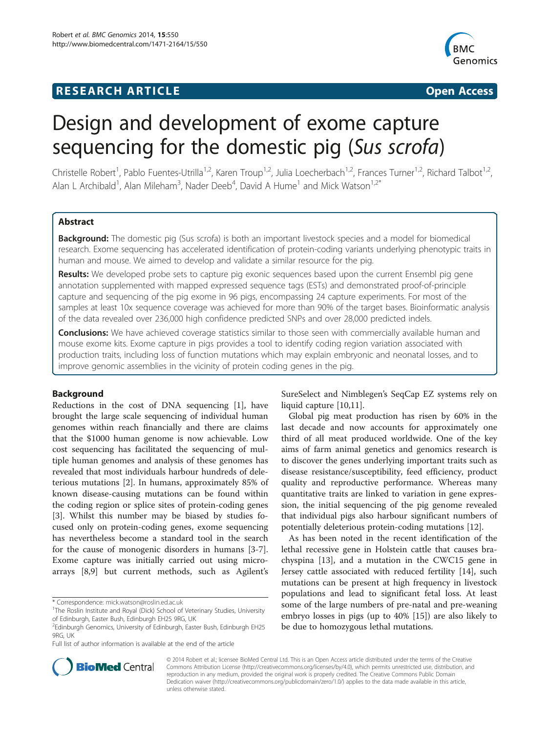## RESEARCH ARTICLE Open Access

# Design and development of exome capture sequencing for the domestic pig (*Sus scrofa*)

Christelle Robert[1], Pablo Fuentes-Utrilla[1,2], Karen Troup[1,2], Julia Loecherbach[1,2], Frances Turner[1,2], Richard Talbot[1,2], Alan L Archibald[1], Alan Mileham[3], Nader Deeb[4], David A Hume[1] and Mick Watson[1,2*]

## Abstract

**Background:** The domestic pig (Sus scrofa) is both an important livestock species and a model for biomedical research. Exome sequencing has accelerated identification of protein-coding variants underlying phenotypic traits in human and mouse. We aimed to develop and validate a similar resource for the pig.

**Results:** We developed probe sets to capture pig exonic sequences based upon the current Ensembl pig gene annotation supplemented with mapped expressed sequence tags (ESTs) and demonstrated proof-of-principle capture and sequencing of the pig exome in 96 pigs, encompassing 24 capture experiments. For most of the samples at least 10x sequence coverage was achieved for more than 90% of the target bases. Bioinformatic analysis of the data revealed over 236,000 high confidence predicted SNPs and over 28,000 predicted indels.

**Conclusions:** We have achieved coverage statistics similar to those seen with commercially available human and mouse exome kits. Exome capture in pigs provides a tool to identify coding region variation associated with production traits, including loss of function mutations which may explain embryonic and neonatal losses, and to improve genomic assemblies in the vicinity of protein coding genes in the pig.

## Background

Reductions in the cost of DNA sequencing [1], have brought the large scale sequencing of individual human genomes within reach financially and there are claims that the $1000 human genome is now achievable. Low cost sequencing has facilitated the sequencing of multiple human genomes and analysis of these genomes has revealed that most individuals harbour hundreds of deleterious mutations [2]. In humans, approximately 85% of known disease-causing mutations can be found within the coding region or splice sites of protein-coding genes [3]. Whilst this number may be biased by studies focused only on protein-coding genes, exome sequencing has nevertheless become a standard tool in the search for the cause of monogenic disorders in humans [3-7]. Exome capture was initially carried out using microarrays [8,9] but current methods, such as Agilent's SureSelect and Nimblegen's SeqCap EZ systems rely on liquid capture [10,11].

Global pig meat production has risen by 60% in the last decade and now accounts for approximately one third of all meat produced worldwide. One of the key aims of farm animal genetics and genomics research is to discover the genes underlying important traits such as disease resistance/susceptibility, feed efficiency, product quality and reproductive performance. Whereas many quantitative traits are linked to variation in gene expression, the initial sequencing of the pig genome revealed that individual pigs also harbour significant numbers of potentially deleterious protein-coding mutations [12].

As has been noted in the recent identification of the lethal recessive gene in Holstein cattle that causes brachyspina [13], and a mutation in the CWC15 gene in Jersey cattle associated with reduced fertility [14], such mutations can be present at high frequency in livestock populations and lead to significant fetal loss. At least some of the large numbers of pre-natal and pre-weaning embryo losses in pigs (up to 40% [15]) are also likely to be due to homozygous lethal mutations.

\* Correspondence: mick.watson@roslin.ed.ac.uk
[1]The Roslin Institute and Royal (Dick) School of Veterinary Studies, University of Edinburgh, Easter Bush, Edinburgh EH25 9RG, UK
[2]Edinburgh Genomics, University of Edinburgh, Easter Bush, Edinburgh EH25 9RG, UK
Full list of author information is available at the end of the article

© 2014 Robert et al.; licensee BioMed Central Ltd. This is an Open Access article distributed under the terms of the Creative Commons Attribution License (http://creativecommons.org/licenses/by/4.0), which permits unrestricted use, distribution, and reproduction in any medium, provided the original work is properly credited. The Creative Commons Public Domain Dedication waiver (http://creativecommons.org/publicdomain/zero/1.0/) applies to the data made available in this article, unless otherwise stated.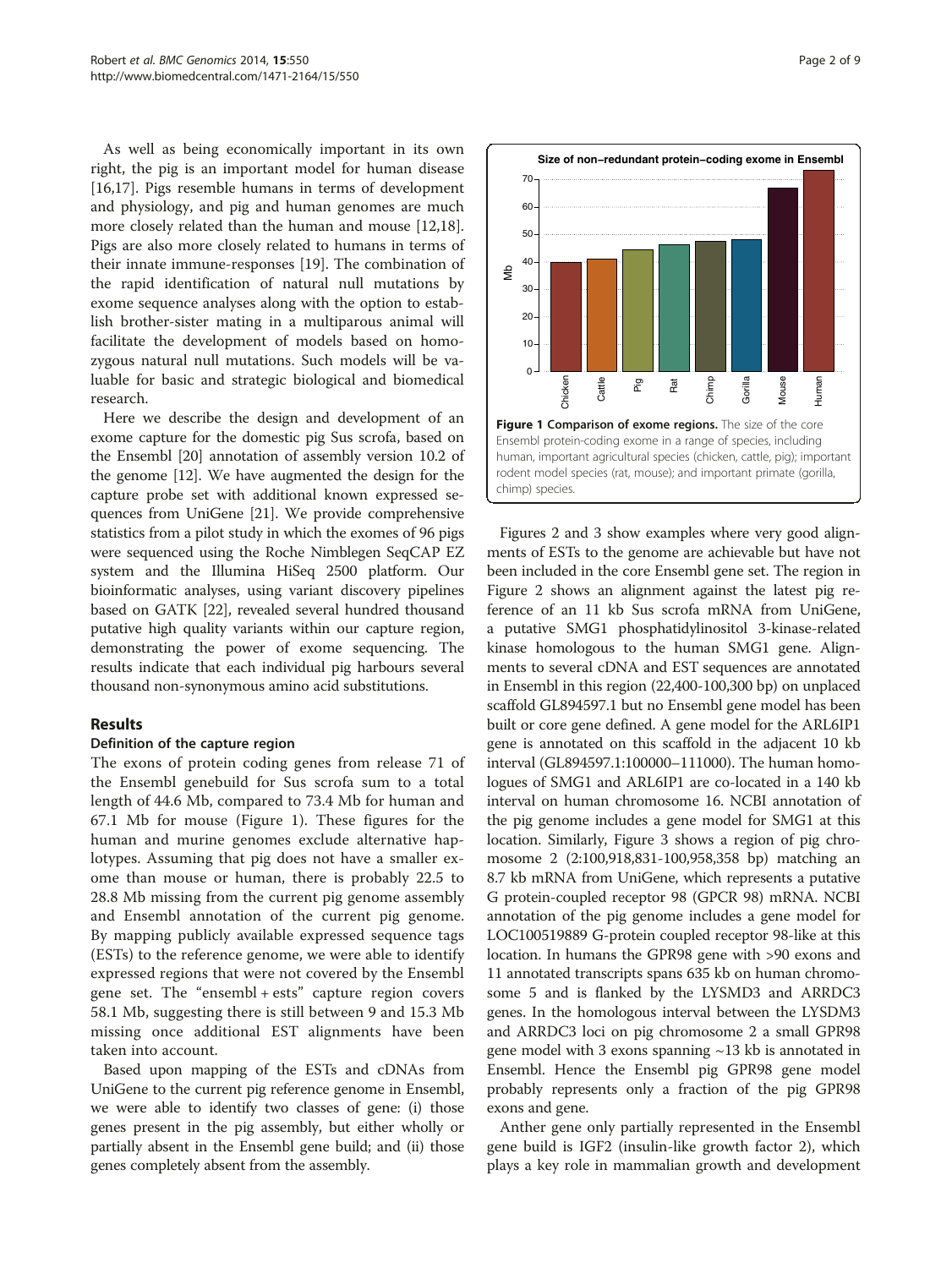As well as being economically important in its own right, the pig is an important model for human disease [16,17]. Pigs resemble humans in terms of development and physiology, and pig and human genomes are much more closely related than the human and mouse [12,18]. Pigs are also more closely related to humans in terms of their innate immune-responses [19]. The combination of the rapid identification of natural null mutations by exome sequence analyses along with the option to establish brother-sister mating in a multiparous animal will facilitate the development of models based on homozygous natural null mutations. Such models will be valuable for basic and strategic biological and biomedical research.

Here we describe the design and development of an exome capture for the domestic pig Sus scrofa, based on the Ensembl [20] annotation of assembly version 10.2 of the genome [12]. We have augmented the design for the capture probe set with additional known expressed sequences from UniGene [21]. We provide comprehensive statistics from a pilot study in which the exomes of 96 pigs were sequenced using the Roche Nimblegen SeqCAP EZ system and the Illumina HiSeq 2500 platform. Our bioinformatic analyses, using variant discovery pipelines based on GATK [22], revealed several hundred thousand putative high quality variants within our capture region, demonstrating the power of exome sequencing. The results indicate that each individual pig harbours several thousand non-synonymous amino acid substitutions.

## Results

### Definition of the capture region

The exons of protein coding genes from release 71 of the Ensembl genebuild for Sus scrofa sum to a total length of 44.6 Mb, compared to 73.4 Mb for human and 67.1 Mb for mouse (Figure 1). These figures for the human and murine genomes exclude alternative haplotypes. Assuming that pig does not have a smaller exome than mouse or human, there is probably 22.5 to 28.8 Mb missing from the current pig genome assembly and Ensembl annotation of the current pig genome. By mapping publicly available expressed sequence tags (ESTs) to the reference genome, we were able to identify expressed regions that were not covered by the Ensembl gene set. The "ensembl + ests" capture region covers 58.1 Mb, suggesting there is still between 9 and 15.3 Mb missing once additional EST alignments have been taken into account.

Based upon mapping of the ESTs and cDNAs from UniGene to the current pig reference genome in Ensembl, we were able to identify two classes of gene: (i) those genes present in the pig assembly, but either wholly or partially absent in the Ensembl gene build; and (ii) those genes completely absent from the assembly.

**Figure 1 Comparison of exome regions.** The size of the core Ensembl protein-coding exome in a range of species, including human, important agricultural species (chicken, cattle, pig); important rodent model species (rat, mouse); and important primate (gorilla, chimp) species.

Figures 2 and 3 show examples where very good alignments of ESTs to the genome are achievable but have not been included in the core Ensembl gene set. The region in Figure 2 shows an alignment against the latest pig reference of an 11 kb Sus scrofa mRNA from UniGene, a putative SMG1 phosphatidylinositol 3-kinase-related kinase homologous to the human SMG1 gene. Alignments to several cDNA and EST sequences are annotated in Ensembl in this region (22,400-100,300 bp) on unplaced scaffold GL894597.1 but no Ensembl gene model has been built or core gene defined. A gene model for the ARL6IP1 gene is annotated on this scaffold in the adjacent 10 kb interval (GL894597.1:100000–111000). The human homologues of SMG1 and ARL6IP1 are co-located in a 140 kb interval on human chromosome 16. NCBI annotation of the pig genome includes a gene model for SMG1 at this location. Similarly, Figure 3 shows a region of pig chromosome 2 (2:100,918,831-100,958,358 bp) matching an 8.7 kb mRNA from UniGene, which represents a putative G protein-coupled receptor 98 (GPCR 98) mRNA. NCBI annotation of the pig genome includes a gene model for LOC100519889 G-protein coupled receptor 98-like at this location. In humans the GPR98 gene with >90 exons and 11 annotated transcripts spans 635 kb on human chromosome 5 and is flanked by the LYSMD3 and ARRDC3 genes. In the homologous interval between the LYSDM3 and ARRDC3 loci on pig chromosome 2 a small GPR98 gene model with 3 exons spanning ~13 kb is annotated in Ensembl. Hence the Ensembl pig GPR98 gene model probably represents only a fraction of the pig GPR98 exons and gene.

Anther gene only partially represented in the Ensembl gene build is IGF2 (insulin-like growth factor 2), which plays a key role in mammalian growth and development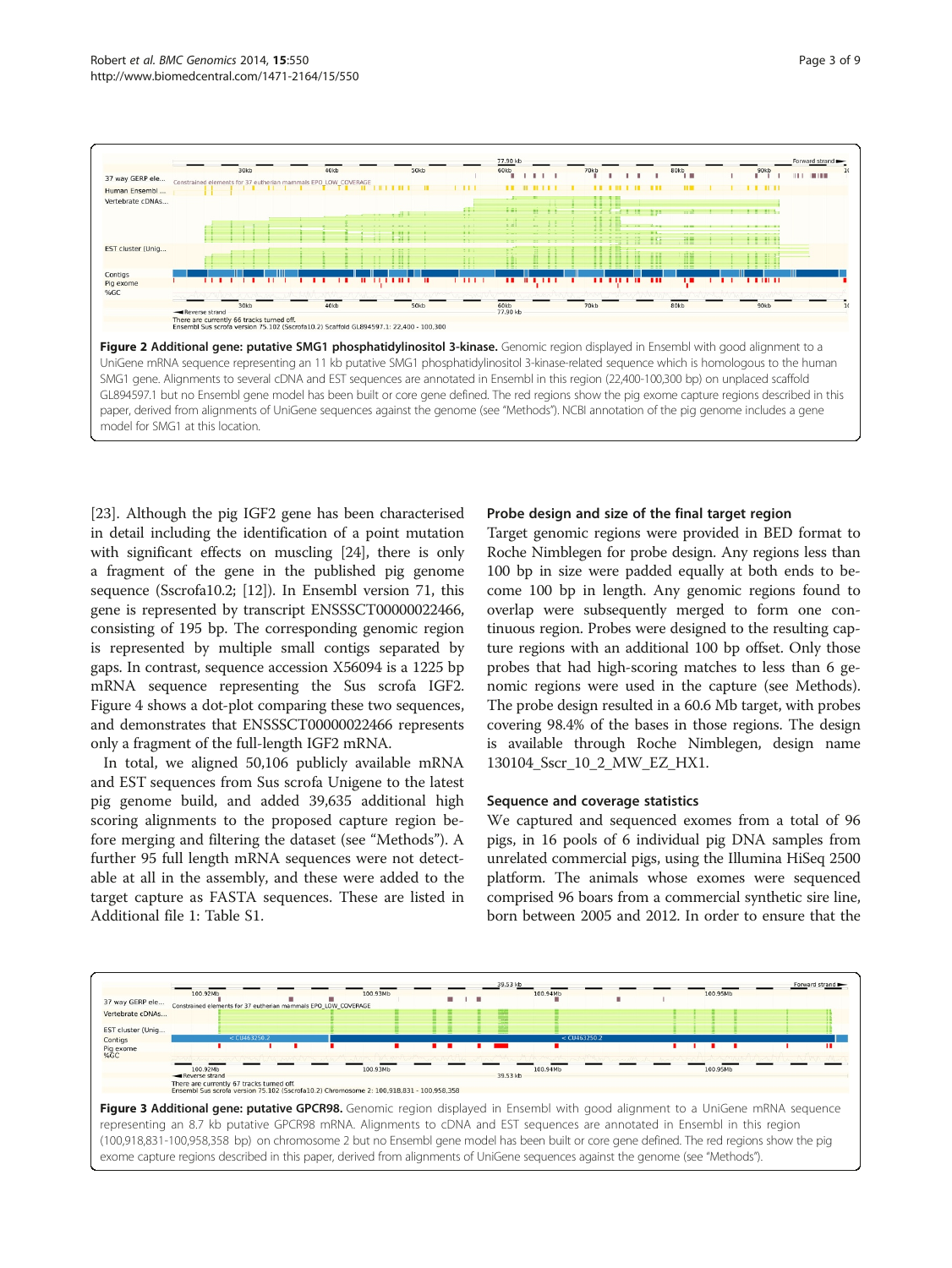**Figure 2 Additional gene: putative SMG1 phosphatidylinositol 3-kinase.** Genomic region displayed in Ensembl with good alignment to a UniGene mRNA sequence representing an 11 kb putative SMG1 phosphatidylinositol 3-kinase-related sequence which is homologous to the human SMG1 gene. Alignments to several cDNA and EST sequences are annotated in Ensembl in this region (22,400-100,300 bp) on unplaced scaffold GL894597.1 but no Ensembl gene model has been built or core gene defined. The red regions show the pig exome capture regions described in this paper, derived from alignments of UniGene sequences against the genome (see "Methods"). NCBI annotation of the pig genome includes a gene model for SMG1 at this location.

[23]. Although the pig IGF2 gene has been characterised in detail including the identification of a point mutation with significant effects on muscling [24], there is only a fragment of the gene in the published pig genome sequence (Sscrofa10.2; [12]). In Ensembl version 71, this gene is represented by transcript ENSSSCT00000022466, consisting of 195 bp. The corresponding genomic region is represented by multiple small contigs separated by gaps. In contrast, sequence accession X56094 is a 1225 bp mRNA sequence representing the Sus scrofa IGF2. Figure 4 shows a dot-plot comparing these two sequences, and demonstrates that ENSSSCT00000022466 represents only a fragment of the full-length IGF2 mRNA.

In total, we aligned 50,106 publicly available mRNA and EST sequences from Sus scrofa Unigene to the latest pig genome build, and added 39,635 additional high scoring alignments to the proposed capture region before merging and filtering the dataset (see "Methods"). A further 95 full length mRNA sequences were not detectable at all in the assembly, and these were added to the target capture as FASTA sequences. These are listed in Additional file 1: Table S1.

### Probe design and size of the final target region

Target genomic regions were provided in BED format to Roche Nimblegen for probe design. Any regions less than 100 bp in size were padded equally at both ends to become 100 bp in length. Any genomic regions found to overlap were subsequently merged to form one continuous region. Probes were designed to the resulting capture regions with an additional 100 bp offset. Only those probes that had high-scoring matches to less than 6 genomic regions were used in the capture (see Methods). The probe design resulted in a 60.6 Mb target, with probes covering 98.4% of the bases in those regions. The design is available through Roche Nimblegen, design name 130104_Sscr_10_2_MW_EZ_HX1.

### Sequence and coverage statistics

We captured and sequenced exomes from a total of 96 pigs, in 16 pools of 6 individual pig DNA samples from unrelated commercial pigs, using the Illumina HiSeq 2500 platform. The animals whose exomes were sequenced comprised 96 boars from a commercial synthetic sire line, born between 2005 and 2012. In order to ensure that the

**Figure 3 Additional gene: putative GPCR98.** Genomic region displayed in Ensembl with good alignment to a UniGene mRNA sequence representing an 8.7 kb putative GPCR98 mRNA. Alignments to cDNA and EST sequences are annotated in Ensembl in this region (100,918,831-100,958,358 bp) on chromosome 2 but no Ensembl gene model has been built or core gene defined. The red regions show the pig exome capture regions described in this paper, derived from alignments of UniGene sequences against the genome (see "Methods").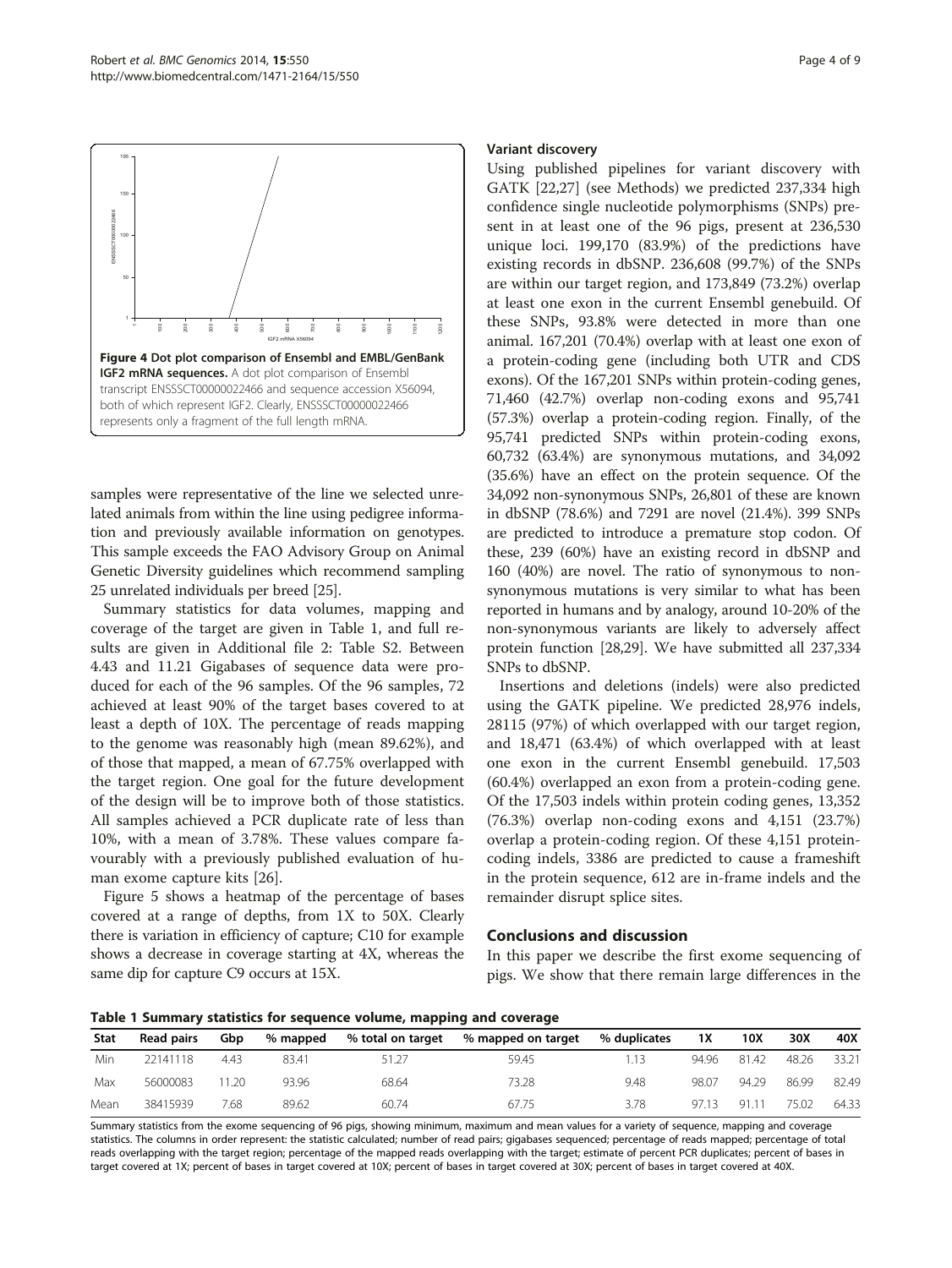**Figure 4 Dot plot comparison of Ensembl and EMBL/GenBank IGF2 mRNA sequences.** A dot plot comparison of Ensembl transcript ENSSSCT00000022466 and sequence accession X56094, both of which represent IGF2. Clearly, ENSSSCT00000022466 represents only a fragment of the full length mRNA.

samples were representative of the line we selected unrelated animals from within the line using pedigree information and previously available information on genotypes. This sample exceeds the FAO Advisory Group on Animal Genetic Diversity guidelines which recommend sampling 25 unrelated individuals per breed [25].

Summary statistics for data volumes, mapping and coverage of the target are given in Table 1, and full results are given in Additional file 2: Table S2. Between 4.43 and 11.21 Gigabases of sequence data were produced for each of the 96 samples. Of the 96 samples, 72 achieved at least 90% of the target bases covered to at least a depth of 10X. The percentage of reads mapping to the genome was reasonably high (mean 89.62%), and of those that mapped, a mean of 67.75% overlapped with the target region. One goal for the future development of the design will be to improve both of those statistics. All samples achieved a PCR duplicate rate of less than 10%, with a mean of 3.78%. These values compare favourably with a previously published evaluation of human exome capture kits [26].

Figure 5 shows a heatmap of the percentage of bases covered at a range of depths, from 1X to 50X. Clearly there is variation in efficiency of capture; C10 for example shows a decrease in coverage starting at 4X, whereas the same dip for capture C9 occurs at 15X.

### Variant discovery

Using published pipelines for variant discovery with GATK [22,27] (see Methods) we predicted 237,334 high confidence single nucleotide polymorphisms (SNPs) present in at least one of the 96 pigs, present at 236,530 unique loci. 199,170 (83.9%) of the predictions have existing records in dbSNP. 236,608 (99.7%) of the SNPs are within our target region, and 173,849 (73.2%) overlap at least one exon in the current Ensembl genebuild. Of these SNPs, 93.8% were detected in more than one animal. 167,201 (70.4%) overlap with at least one exon of a protein-coding gene (including both UTR and CDS exons). Of the 167,201 SNPs within protein-coding genes, 71,460 (42.7%) overlap non-coding exons and 95,741 (57.3%) overlap a protein-coding region. Finally, of the 95,741 predicted SNPs within protein-coding exons, 60,732 (63.4%) are synonymous mutations, and 34,092 (35.6%) have an effect on the protein sequence. Of the 34,092 non-synonymous SNPs, 26,801 of these are known in dbSNP (78.6%) and 7291 are novel (21.4%). 399 SNPs are predicted to introduce a premature stop codon. Of these, 239 (60%) have an existing record in dbSNP and 160 (40%) are novel. The ratio of synonymous to non-synonymous mutations is very similar to what has been reported in humans and by analogy, around 10-20% of the non-synonymous variants are likely to adversely affect protein function [28,29]. We have submitted all 237,334 SNPs to dbSNP.

Insertions and deletions (indels) were also predicted using the GATK pipeline. We predicted 28,976 indels, 28115 (97%) of which overlapped with our target region, and 18,471 (63.4%) of which overlapped with at least one exon in the current Ensembl genebuild. 17,503 (60.4%) overlapped an exon from a protein-coding gene. Of the 17,503 indels within protein coding genes, 13,352 (76.3%) overlap non-coding exons and 4,151 (23.7%) overlap a protein-coding region. Of these 4,151 protein-coding indels, 3386 are predicted to cause a frameshift in the protein sequence, 612 are in-frame indels and the remainder disrupt splice sites.

## Conclusions and discussion

In this paper we describe the first exome sequencing of pigs. We show that there remain large differences in the

**Table 1 Summary statistics for sequence volume, mapping and coverage**

| Stat | Read pairs | Gbp | % mapped | % total on target | % mapped on target | % duplicates | 1X | 10X | 30X | 40X |
|---|---|---|---|---|---|---|---|---|---|---|
| Min | 22141118 | 4.43 | 83.41 | 51.27 | 59.45 | 1.13 | 94.96 | 81.42 | 48.26 | 33.21 |
| Max | 56000083 | 11.20 | 93.96 | 68.64 | 73.28 | 9.48 | 98.07 | 94.29 | 86.99 | 82.49 |
| Mean | 38415939 | 7.68 | 89.62 | 60.74 | 67.75 | 3.78 | 97.13 | 91.11 | 75.02 | 64.33 |

Summary statistics from the exome sequencing of 96 pigs, showing minimum, maximum and mean values for a variety of sequence, mapping and coverage statistics. The columns in order represent: the statistic calculated; number of read pairs; gigabases sequenced; percentage of reads mapped; percentage of total reads overlapping with the target region; percentage of the mapped reads overlapping with the target; estimate of percent PCR duplicates; percent of bases in target covered at 1X; percent of bases in target covered at 10X; percent of bases in target covered at 30X; percent of bases in target covered at 40X.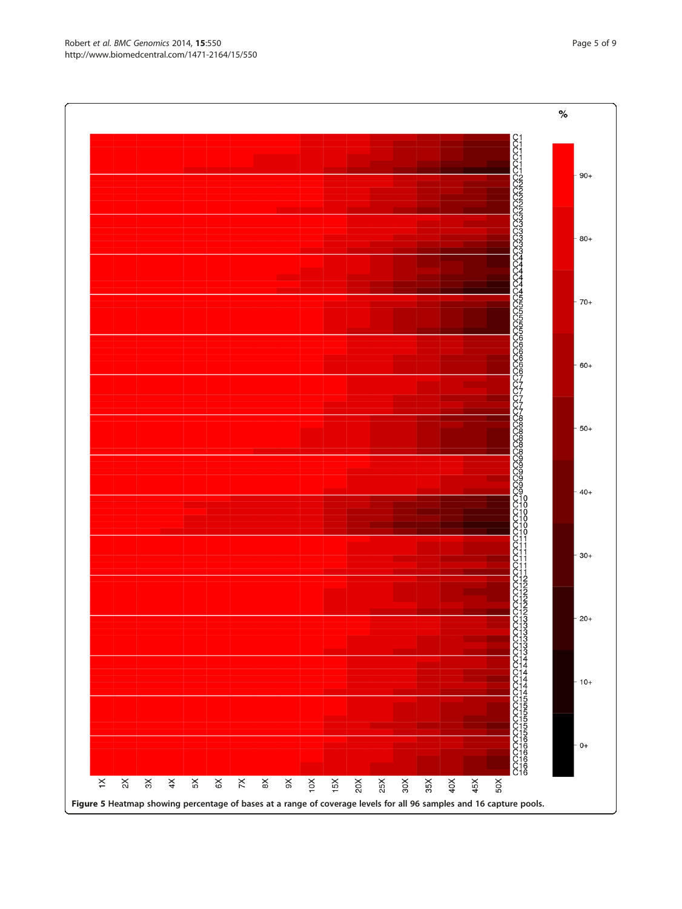**Figure 5** Heatmap showing percentage of bases at a range of coverage levels for all 96 samples and 16 capture pools.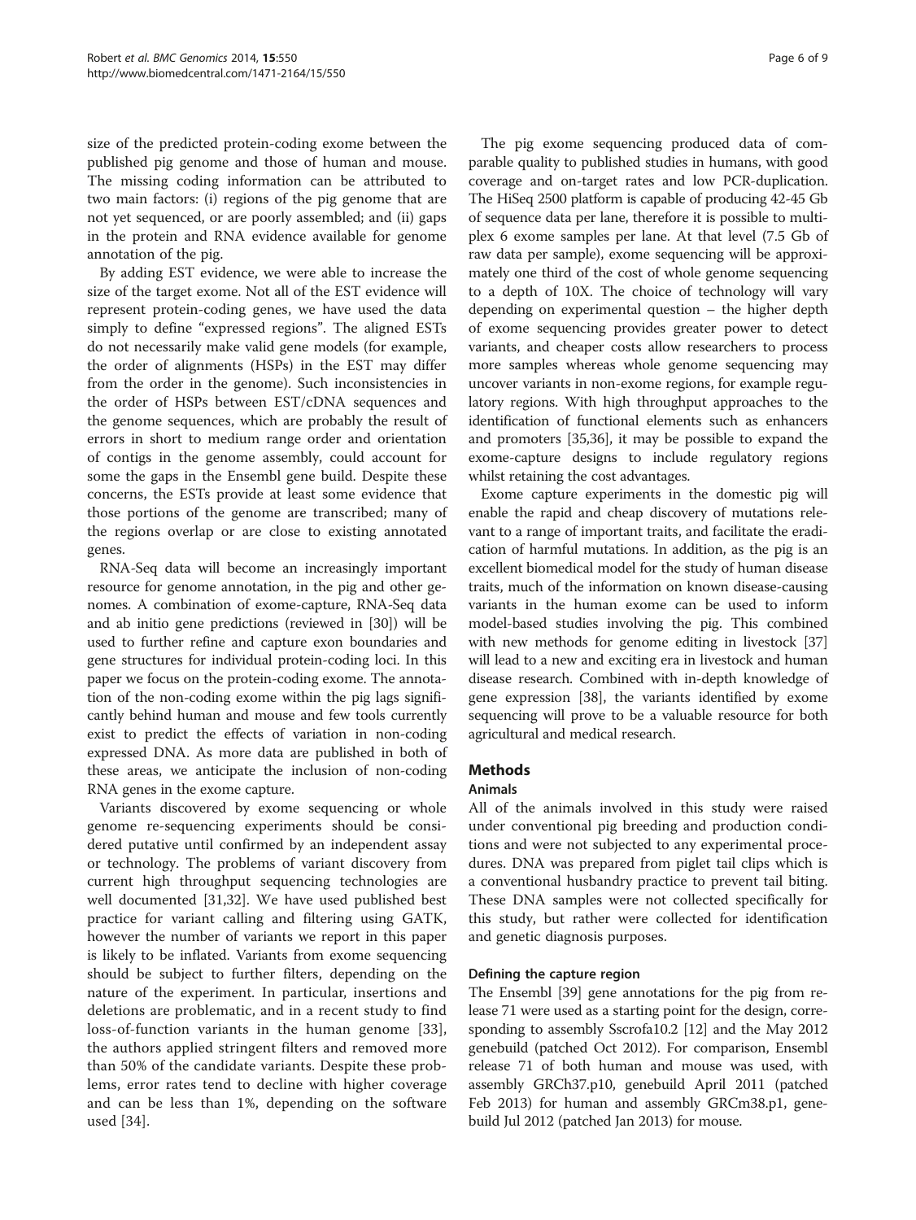size of the predicted protein-coding exome between the published pig genome and those of human and mouse. The missing coding information can be attributed to two main factors: (i) regions of the pig genome that are not yet sequenced, or are poorly assembled; and (ii) gaps in the protein and RNA evidence available for genome annotation of the pig.

By adding EST evidence, we were able to increase the size of the target exome. Not all of the EST evidence will represent protein-coding genes, we have used the data simply to define "expressed regions". The aligned ESTs do not necessarily make valid gene models (for example, the order of alignments (HSPs) in the EST may differ from the order in the genome). Such inconsistencies in the order of HSPs between EST/cDNA sequences and the genome sequences, which are probably the result of errors in short to medium range order and orientation of contigs in the genome assembly, could account for some the gaps in the Ensembl gene build. Despite these concerns, the ESTs provide at least some evidence that those portions of the genome are transcribed; many of the regions overlap or are close to existing annotated genes.

RNA-Seq data will become an increasingly important resource for genome annotation, in the pig and other genomes. A combination of exome-capture, RNA-Seq data and ab initio gene predictions (reviewed in [30]) will be used to further refine and capture exon boundaries and gene structures for individual protein-coding loci. In this paper we focus on the protein-coding exome. The annotation of the non-coding exome within the pig lags significantly behind human and mouse and few tools currently exist to predict the effects of variation in non-coding expressed DNA. As more data are published in both of these areas, we anticipate the inclusion of non-coding RNA genes in the exome capture.

Variants discovered by exome sequencing or whole genome re-sequencing experiments should be considered putative until confirmed by an independent assay or technology. The problems of variant discovery from current high throughput sequencing technologies are well documented [31,32]. We have used published best practice for variant calling and filtering using GATK, however the number of variants we report in this paper is likely to be inflated. Variants from exome sequencing should be subject to further filters, depending on the nature of the experiment. In particular, insertions and deletions are problematic, and in a recent study to find loss-of-function variants in the human genome [33], the authors applied stringent filters and removed more than 50% of the candidate variants. Despite these problems, error rates tend to decline with higher coverage and can be less than 1%, depending on the software used [34].

The pig exome sequencing produced data of comparable quality to published studies in humans, with good coverage and on-target rates and low PCR-duplication. The HiSeq 2500 platform is capable of producing 42-45 Gb of sequence data per lane, therefore it is possible to multiplex 6 exome samples per lane. At that level (7.5 Gb of raw data per sample), exome sequencing will be approximately one third of the cost of whole genome sequencing to a depth of 10X. The choice of technology will vary depending on experimental question – the higher depth of exome sequencing provides greater power to detect variants, and cheaper costs allow researchers to process more samples whereas whole genome sequencing may uncover variants in non-exome regions, for example regulatory regions. With high throughput approaches to the identification of functional elements such as enhancers and promoters [35,36], it may be possible to expand the exome-capture designs to include regulatory regions whilst retaining the cost advantages.

Exome capture experiments in the domestic pig will enable the rapid and cheap discovery of mutations relevant to a range of important traits, and facilitate the eradication of harmful mutations. In addition, as the pig is an excellent biomedical model for the study of human disease traits, much of the information on known disease-causing variants in the human exome can be used to inform model-based studies involving the pig. This combined with new methods for genome editing in livestock [37] will lead to a new and exciting era in livestock and human disease research. Combined with in-depth knowledge of gene expression [38], the variants identified by exome sequencing will prove to be a valuable resource for both agricultural and medical research.

## Methods

### Animals

All of the animals involved in this study were raised under conventional pig breeding and production conditions and were not subjected to any experimental procedures. DNA was prepared from piglet tail clips which is a conventional husbandry practice to prevent tail biting. These DNA samples were not collected specifically for this study, but rather were collected for identification and genetic diagnosis purposes.

### Defining the capture region

The Ensembl [39] gene annotations for the pig from release 71 were used as a starting point for the design, corresponding to assembly Sscrofa10.2 [12] and the May 2012 genebuild (patched Oct 2012). For comparison, Ensembl release 71 of both human and mouse was used, with assembly GRCh37.p10, genebuild April 2011 (patched Feb 2013) for human and assembly GRCm38.p1, genebuild Jul 2012 (patched Jan 2013) for mouse.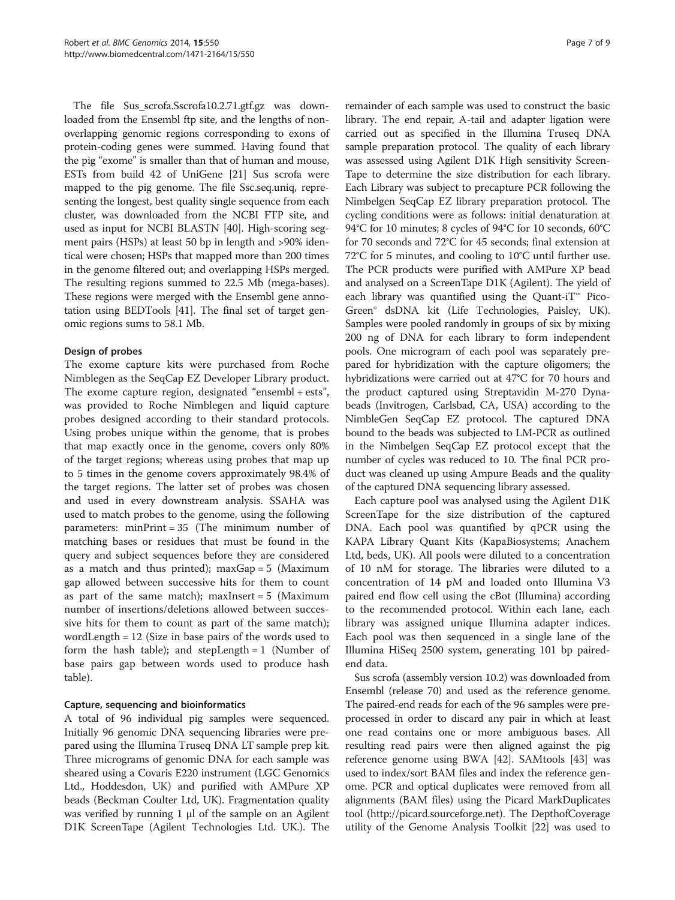The file Sus_scrofa.Sscrofa10.2.71.gtf.gz was downloaded from the Ensembl ftp site, and the lengths of non-overlapping genomic regions corresponding to exons of protein-coding genes were summed. Having found that the pig "exome" is smaller than that of human and mouse, ESTs from build 42 of UniGene [21] Sus scrofa were mapped to the pig genome. The file Ssc.seq.uniq, representing the longest, best quality single sequence from each cluster, was downloaded from the NCBI FTP site, and used as input for NCBI BLASTN [40]. High-scoring segment pairs (HSPs) at least 50 bp in length and >90% identical were chosen; HSPs that mapped more than 200 times in the genome filtered out; and overlapping HSPs merged. The resulting regions summed to 22.5 Mb (mega-bases). These regions were merged with the Ensembl gene annotation using BEDTools [41]. The final set of target genomic regions sums to 58.1 Mb.

### Design of probes

The exome capture kits were purchased from Roche Nimblegen as the SeqCap EZ Developer Library product. The exome capture region, designated "ensembl + ests", was provided to Roche Nimblegen and liquid capture probes designed according to their standard protocols. Using probes unique within the genome, that is probes that map exactly once in the genome, covers only 80% of the target regions; whereas using probes that map up to 5 times in the genome covers approximately 98.4% of the target regions. The latter set of probes was chosen and used in every downstream analysis. SSAHA was used to match probes to the genome, using the following parameters: minPrint = 35 (The minimum number of matching bases or residues that must be found in the query and subject sequences before they are considered as a match and thus printed); maxGap = 5 (Maximum gap allowed between successive hits for them to count as part of the same match); maxInsert = 5 (Maximum number of insertions/deletions allowed between successive hits for them to count as part of the same match); wordLength = 12 (Size in base pairs of the words used to form the hash table); and stepLength = 1 (Number of base pairs gap between words used to produce hash table).

### Capture, sequencing and bioinformatics

A total of 96 individual pig samples were sequenced. Initially 96 genomic DNA sequencing libraries were prepared using the Illumina Truseq DNA LT sample prep kit. Three micrograms of genomic DNA for each sample was sheared using a Covaris E220 instrument (LGC Genomics Ltd., Hoddesdon, UK) and purified with AMPure XP beads (Beckman Coulter Ltd, UK). Fragmentation quality was verified by running 1 μl of the sample on an Agilent D1K ScreenTape (Agilent Technologies Ltd. UK.). The remainder of each sample was used to construct the basic library. The end repair, A-tail and adapter ligation were carried out as specified in the Illumina Truseq DNA sample preparation protocol. The quality of each library was assessed using Agilent D1K High sensitivity ScreenTape to determine the size distribution for each library. Each Library was subject to precapture PCR following the Nimbelgen SeqCap EZ library preparation protocol. The cycling conditions were as follows: initial denaturation at 94°C for 10 minutes; 8 cycles of 94°C for 10 seconds, 60°C for 70 seconds and 72°C for 45 seconds; final extension at 72°C for 5 minutes, and cooling to 10°C until further use. The PCR products were purified with AMPure XP bead and analysed on a ScreenTape D1K (Agilent). The yield of each library was quantified using the Quant-iT™ PicoGreen® dsDNA kit (Life Technologies, Paisley, UK). Samples were pooled randomly in groups of six by mixing 200 ng of DNA for each library to form independent pools. One microgram of each pool was separately prepared for hybridization with the capture oligomers; the hybridizations were carried out at 47°C for 70 hours and the product captured using Streptavidin M-270 Dynabeads (Invitrogen, Carlsbad, CA, USA) according to the NimbleGen SeqCap EZ protocol. The captured DNA bound to the beads was subjected to LM-PCR as outlined in the Nimbelgen SeqCap EZ protocol except that the number of cycles was reduced to 10. The final PCR product was cleaned up using Ampure Beads and the quality of the captured DNA sequencing library assessed.

Each capture pool was analysed using the Agilent D1K ScreenTape for the size distribution of the captured DNA. Each pool was quantified by qPCR using the KAPA Library Quant Kits (KapaBiosystems; Anachem Ltd, beds, UK). All pools were diluted to a concentration of 10 nM for storage. The libraries were diluted to a concentration of 14 pM and loaded onto Illumina V3 paired end flow cell using the cBot (Illumina) according to the recommended protocol. Within each lane, each library was assigned unique Illumina adapter indices. Each pool was then sequenced in a single lane of the Illumina HiSeq 2500 system, generating 101 bp paired-end data.

Sus scrofa (assembly version 10.2) was downloaded from Ensembl (release 70) and used as the reference genome. The paired-end reads for each of the 96 samples were preprocessed in order to discard any pair in which at least one read contains one or more ambiguous bases. All resulting read pairs were then aligned against the pig reference genome using BWA [42]. SAMtools [43] was used to index/sort BAM files and index the reference genome. PCR and optical duplicates were removed from all alignments (BAM files) using the Picard MarkDuplicates tool (http://picard.sourceforge.net). The DepthofCoverage utility of the Genome Analysis Toolkit [22] was used to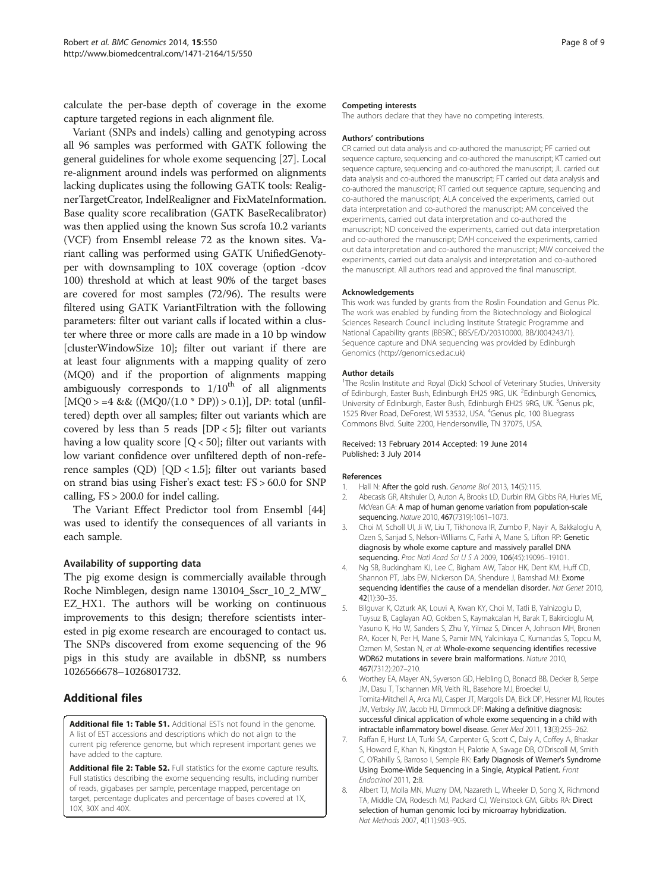calculate the per-base depth of coverage in the exome capture targeted regions in each alignment file.

Variant (SNPs and indels) calling and genotyping across all 96 samples was performed with GATK following the general guidelines for whole exome sequencing [27]. Local re-alignment around indels was performed on alignments lacking duplicates using the following GATK tools: RealignerTargetCreator, IndelRealigner and FixMateInformation. Base quality score recalibration (GATK BaseRecalibrator) was then applied using the known Sus scrofa 10.2 variants (VCF) from Ensembl release 72 as the known sites. Variant calling was performed using GATK UnifiedGenotyper with downsampling to 10X coverage (option -dcov 100) threshold at which at least 90% of the target bases are covered for most samples (72/96). The results were filtered using GATK VariantFiltration with the following parameters: filter out variant calls if located within a cluster where three or more calls are made in a 10 bp window [clusterWindowSize 10]; filter out variant if there are at least four alignments with a mapping quality of zero (MQ0) and if the proportion of alignments mapping ambiguously corresponds to $1/10^{th}$ of all alignments [MQ0 > =4 && ((MQ0/(1.0 * DP)) > 0.1)], DP: total (unfiltered) depth over all samples; filter out variants which are covered by less than 5 reads [DP < 5]; filter out variants having a low quality score [Q < 50]; filter out variants with low variant confidence over unfiltered depth of non-reference samples (QD) [QD < 1.5]; filter out variants based on strand bias using Fisher's exact test: FS > 60.0 for SNP calling, FS > 200.0 for indel calling.

The Variant Effect Predictor tool from Ensembl [44] was used to identify the consequences of all variants in each sample.

### Availability of supporting data

The pig exome design is commercially available through Roche Nimblegen, design name 130104_Sscr_10_2_MW_EZ_HX1. The authors will be working on continuous improvements to this design; therefore scientists interested in pig exome research are encouraged to contact us. The SNPs discovered from exome sequencing of the 96 pigs in this study are available in dbSNP, ss numbers 1026566678–1026801732.

## Additional files

**Additional file 1: Table S1.** Additional ESTs not found in the genome. A list of EST accessions and descriptions which do not align to the current pig reference genome, but which represent important genes we have added to the capture.

**Additional file 2: Table S2.** Full statistics for the exome capture results. Full statistics describing the exome sequencing results, including number of reads, gigabases per sample, percentage mapped, percentage on target, percentage duplicates and percentage of bases covered at 1X, 10X, 30X and 40X.

#### Competing interests
The authors declare that they have no competing interests.

#### Authors' contributions
CR carried out data analysis and co-authored the manuscript; PF carried out sequence capture, sequencing and co-authored the manuscript; KT carried out sequence capture, sequencing and co-authored the manuscript; JL carried out data analysis and co-authored the manuscript; FT carried out data analysis and co-authored the manuscript; RT carried out sequence capture, sequencing and co-authored the manuscript; ALA conceived the experiments, carried out data interpretation and co-authored the manuscript; AM conceived the experiments, carried out data interpretation and co-authored the manuscript; ND conceived the experiments, carried out data interpretation and co-authored the manuscript; DAH conceived the experiments, carried out data interpretation and co-authored the manuscript; MW conceived the experiments, carried out data analysis and interpretation and co-authored the manuscript. All authors read and approved the final manuscript.

#### Acknowledgements
This work was funded by grants from the Roslin Foundation and Genus Plc. The work was enabled by funding from the Biotechnology and Biological Sciences Research Council including Institute Strategic Programme and National Capability grants (BBSRC; BBS/E/D/20310000, BB/J004243/1). Sequence capture and DNA sequencing was provided by Edinburgh Genomics (http://genomics.ed.ac.uk)

#### Author details
[1]The Roslin Institute and Royal (Dick) School of Veterinary Studies, University of Edinburgh, Easter Bush, Edinburgh EH25 9RG, UK. [2]Edinburgh Genomics, University of Edinburgh, Easter Bush, Edinburgh EH25 9RG, UK. [3]Genus plc, 1525 River Road, DeForest, WI 53532, USA. [4]Genus plc, 100 Bluegrass Commons Blvd. Suite 2200, Hendersonville, TN 37075, USA.

Received: 13 February 2014 Accepted: 19 June 2014
Published: 3 July 2014

#### References

1. Hall N: **After the gold rush.** *Genome Biol* 2013, **14**(5):115.
2. Abecasis GR, Altshuler D, Auton A, Brooks LD, Durbin RM, Gibbs RA, Hurles ME, McVean GA: **A map of human genome variation from population-scale sequencing.** *Nature* 2010, **467**(7319):1061–1073.
3. Choi M, Scholl UI, Ji W, Liu T, Tikhonova IR, Zumbo P, Nayir A, Bakkaloglu A, Ozen S, Sanjad S, Nelson-Williams C, Farhi A, Mane S, Lifton RP: **Genetic diagnosis by whole exome capture and massively parallel DNA sequencing.** *Proc Natl Acad Sci U S A* 2009, **106**(45):19096–19101.
4. Ng SB, Buckingham KJ, Lee C, Bigham AW, Tabor HK, Dent KM, Huff CD, Shannon PT, Jabs EW, Nickerson DA, Shendure J, Bamshad MJ: **Exome sequencing identifies the cause of a mendelian disorder.** *Nat Genet* 2010, **42**(1):30–35.
5. Bilguvar K, Ozturk AK, Louvi A, Kwan KY, Choi M, Tatli B, Yalnizoglu D, Tuysuz B, Caglayan AO, Gokben S, Kaymakcalan H, Barak T, Bakircioglu M, Yasuno K, Ho W, Sanders S, Zhu Y, Yilmaz S, Dincer A, Johnson MH, Bronen RA, Kocer N, Per H, Mane S, Pamir MN, Yalcinkaya C, Kumandas S, Topcu M, Ozmen M, Sestan N, *et al*: **Whole-exome sequencing identifies recessive WDR62 mutations in severe brain malformations.** *Nature* 2010, **467**(7312):207–210.
6. Worthey EA, Mayer AN, Syverson GD, Helbling D, Bonacci BB, Decker B, Serpe JM, Dasu T, Tschannen MR, Veith RL, Basehore MJ, Broeckel U, Tomita-Mitchell A, Arca MJ, Casper JT, Margolis DA, Bick DP, Hessner MJ, Routes JM, Verbsky JW, Jacob HJ, Dimmock DP: **Making a definitive diagnosis: successful clinical application of whole exome sequencing in a child with intractable inflammatory bowel disease.** *Genet Med* 2011, **13**(3):255–262.
7. Raffan E, Hurst LA, Turki SA, Carpenter G, Scott C, Daly A, Coffey A, Bhaskar S, Howard E, Khan N, Kingston H, Palotie A, Savage DB, O'Driscoll M, Smith C, O'Rahilly S, Barroso I, Semple RK: **Early Diagnosis of Werner's Syndrome Using Exome-Wide Sequencing in a Single, Atypical Patient.** *Front Endocrinol* 2011, **2**:8.
8. Albert TJ, Molla MN, Muzny DM, Nazareth L, Wheeler D, Song X, Richmond TA, Middle CM, Rodesch MJ, Packard CJ, Weinstock GM, Gibbs RA: **Direct selection of human genomic loci by microarray hybridization.** *Nat Methods* 2007, **4**(11):903–905.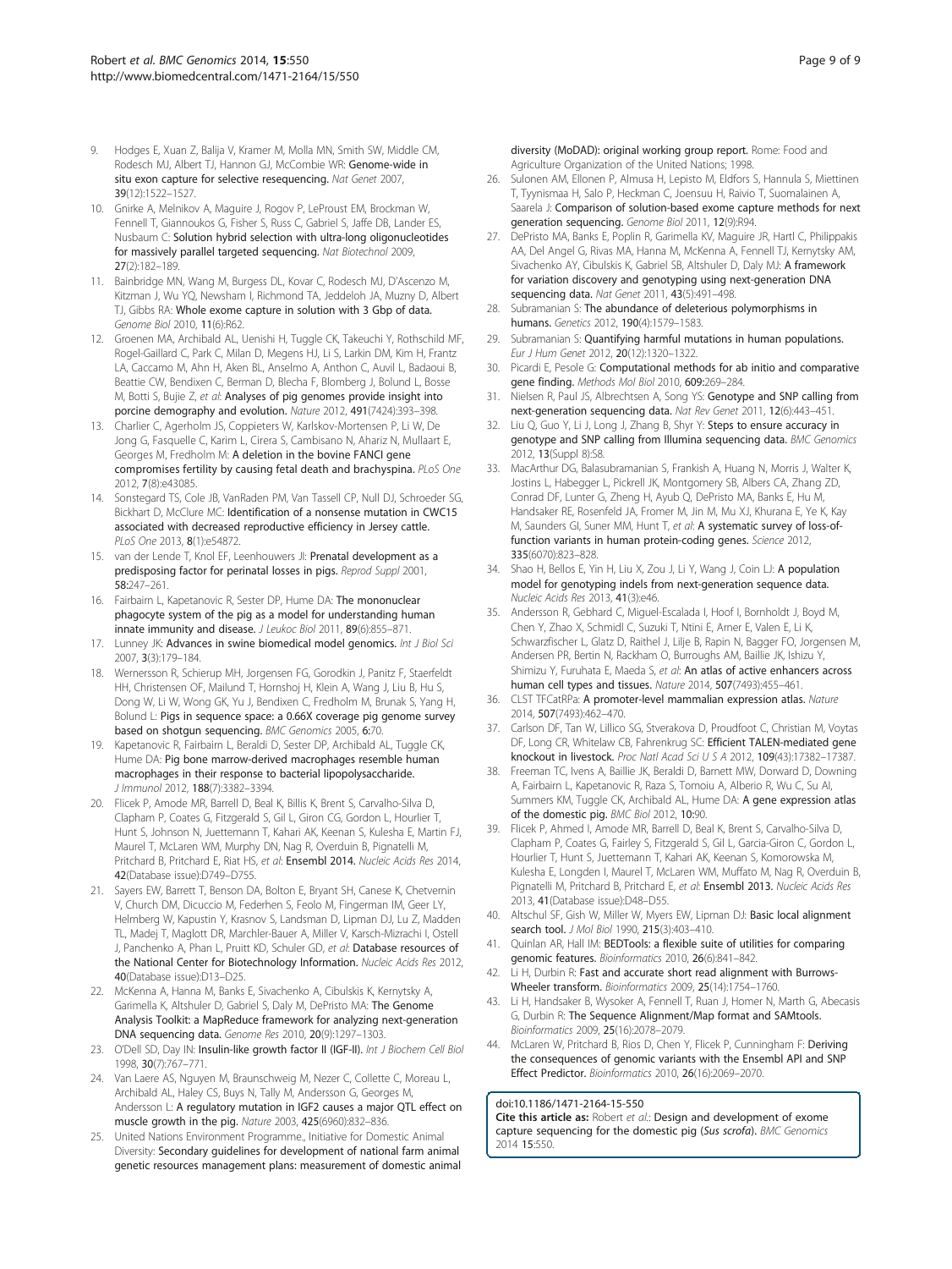9. Hodges E, Xuan Z, Balija V, Kramer M, Molla MN, Smith SW, Middle CM, Rodesch MJ, Albert TJ, Hannon GJ, McCombie WR: **Genome-wide in situ exon capture for selective resequencing.** *Nat Genet* 2007, **39**(12):1522–1527.
10. Gnirke A, Melnikov A, Maguire J, Rogov P, LeProust EM, Brockman W, Fennell T, Giannoukos G, Fisher S, Russ C, Gabriel S, Jaffe DB, Lander ES, Nusbaum C: **Solution hybrid selection with ultra-long oligonucleotides for massively parallel targeted sequencing.** *Nat Biotechnol* 2009, **27**(2):182–189.
11. Bainbridge MN, Wang M, Burgess DL, Kovar C, Rodesch MJ, D'Ascenzo M, Kitzman J, Wu YQ, Newsham I, Richmond TA, Jeddeloh JA, Muzny D, Albert TJ, Gibbs RA: **Whole exome capture in solution with 3 Gbp of data.** *Genome Biol* 2010, **11**(6):R62.
12. Groenen MA, Archibald AL, Uenishi H, Tuggle CK, Takeuchi Y, Rothschild MF, Rogel-Gaillard C, Park C, Milan D, Megens HJ, Li S, Larkin DM, Kim H, Frantz LA, Caccamo M, Ahn H, Aken BL, Anselmo A, Anthon C, Auvil L, Badaoui B, Beattie CW, Bendixen C, Berman D, Blecha F, Blomberg J, Bolund L, Bosse M, Botti S, Bujie Z, *et al*: **Analyses of pig genomes provide insight into porcine demography and evolution.** *Nature* 2012, **491**(7424):393–398.
13. Charlier C, Agerholm JS, Coppieters W, Karlskov-Mortensen P, Li W, De Jong G, Fasquelle C, Karim L, Cirera S, Cambisano N, Ahariz N, Mullaart E, Georges M, Fredholm M: **A deletion in the bovine FANCI gene compromises fertility by causing fetal death and brachyspina.** *PLoS One* 2012, **7**(8):e43085.
14. Sonstegard TS, Cole JB, VanRaden PM, Van Tassell CP, Null DJ, Schroeder SG, Bickhart D, McClure MC: **Identification of a nonsense mutation in CWC15 associated with decreased reproductive efficiency in Jersey cattle.** *PLoS One* 2013, **8**(1):e54872.
15. van der Lende T, Knol EF, Leenhouwers JI: **Prenatal development as a predisposing factor for perinatal losses in pigs.** *Reprod Suppl* 2001, **58**:247–261.
16. Fairbairn L, Kapetanovic R, Sester DP, Hume DA: **The mononuclear phagocyte system of the pig as a model for understanding human innate immunity and disease.** *J Leukoc Biol* 2011, **89**(6):855–871.
17. Lunney JK: **Advances in swine biomedical model genomics.** *Int J Biol Sci* 2007, **3**(3):179–184.
18. Wernersson R, Schierup MH, Jorgensen FG, Gorodkin J, Panitz F, Staerfeldt HH, Christensen OF, Mailund T, Hornshoj H, Klein A, Wang J, Liu B, Hu S, Dong W, Li W, Wong GK, Yu J, Bendixen C, Fredholm M, Brunak S, Yang H, Bolund L: **Pigs in sequence space: a 0.66X coverage pig genome survey based on shotgun sequencing.** *BMC Genomics* 2005, **6**:70.
19. Kapetanovic R, Fairbairn L, Beraldi D, Sester DP, Archibald AL, Tuggle CK, Hume DA: **Pig bone marrow-derived macrophages resemble human macrophages in their response to bacterial lipopolysaccharide.** *J Immunol* 2012, **188**(7):3382–3394.
20. Flicek P, Amode MR, Barrell D, Beal K, Billis K, Brent S, Carvalho-Silva D, Clapham P, Coates G, Fitzgerald S, Gil L, Giron CG, Gordon L, Hourlier T, Hunt S, Johnson N, Juettemann T, Kahari AK, Keenan S, Kulesha E, Martin FJ, Maurel T, McLaren WM, Murphy DN, Nag R, Overduin B, Pignatelli M, Pritchard B, Pritchard E, Riat HS, *et al*: **Ensembl 2014.** *Nucleic Acids Res* 2014, **42**(Database issue):D749–D755.
21. Sayers EW, Barrett T, Benson DA, Bolton E, Bryant SH, Canese K, Chetvernin V, Church DM, Dicuccio M, Federhen S, Feolo M, Fingerman IM, Geer LY, Helmberg W, Kapustin Y, Krasnov S, Landsman D, Lipman DJ, Lu Z, Madden TL, Madej T, Maglott DR, Marchler-Bauer A, Miller V, Karsch-Mizrachi I, Ostell J, Panchenko A, Phan L, Pruitt KD, Schuler GD, *et al*: **Database resources of the National Center for Biotechnology Information.** *Nucleic Acids Res* 2012, **40**(Database issue):D13–D25.
22. McKenna A, Hanna M, Banks E, Sivachenko A, Cibulskis K, Kernytsky A, Garimella K, Altshuler D, Gabriel S, Daly M, DePristo MA: **The Genome Analysis Toolkit: a MapReduce framework for analyzing next-generation DNA sequencing data.** *Genome Res* 2010, **20**(9):1297–1303.
23. O'Dell SD, Day IN: **Insulin-like growth factor II (IGF-II).** *Int J Biochem Cell Biol* 1998, **30**(7):767–771.
24. Van Laere AS, Nguyen M, Braunschweig M, Nezer C, Collette C, Moreau L, Archibald AL, Haley CS, Buys N, Tally M, Andersson G, Georges M, Andersson L: **A regulatory mutation in IGF2 causes a major QTL effect on muscle growth in the pig.** *Nature* 2003, **425**(6960):832–836.
25. United Nations Environment Programme., Initiative for Domestic Animal Diversity: **Secondary guidelines for development of national farm animal genetic resources management plans: measurement of domestic animal diversity (MoDAD): original working group report.** Rome: Food and Agriculture Organization of the United Nations; 1998.
26. Sulonen AM, Ellonen P, Almusa H, Lepisto M, Eldfors S, Hannula S, Miettinen T, Tyynismaa H, Salo P, Heckman C, Joensuu H, Raivio T, Suomalainen A, Saarela J: **Comparison of solution-based exome capture methods for next generation sequencing.** *Genome Biol* 2011, **12**(9):R94.
27. DePristo MA, Banks E, Poplin R, Garimella KV, Maguire JR, Hartl C, Philippakis AA, Del Angel G, Rivas MA, Hanna M, McKenna A, Fennell TJ, Kernytsky AM, Sivachenko AY, Cibulskis K, Gabriel SB, Altshuler D, Daly MJ: **A framework for variation discovery and genotyping using next-generation DNA sequencing data.** *Nat Genet* 2011, **43**(5):491–498.
28. Subramanian S: **The abundance of deleterious polymorphisms in humans.** *Genetics* 2012, **190**(4):1579–1583.
29. Subramanian S: **Quantifying harmful mutations in human populations.** *Eur J Hum Genet* 2012, **20**(12):1320–1322.
30. Picardi E, Pesole G: **Computational methods for ab initio and comparative gene finding.** *Methods Mol Biol* 2010, **609**:269–284.
31. Nielsen R, Paul JS, Albrechtsen A, Song YS: **Genotype and SNP calling from next-generation sequencing data.** *Nat Rev Genet* 2011, **12**(6):443–451.
32. Liu Q, Guo Y, Li J, Long J, Zhang B, Shyr Y: **Steps to ensure accuracy in genotype and SNP calling from Illumina sequencing data.** *BMC Genomics* 2012, **13**(Suppl 8):S8.
33. MacArthur DG, Balasubramanian S, Frankish A, Huang N, Morris J, Walter K, Jostins L, Habegger L, Pickrell JK, Montgomery SB, Albers CA, Zhang ZD, Conrad DF, Lunter G, Zheng H, Ayub Q, DePristo MA, Banks E, Hu M, Handsaker RE, Rosenfeld JA, Fromer M, Jin M, Mu XJ, Khurana E, Ye K, Kay M, Saunders GI, Suner MM, Hunt T, *et al*: **A systematic survey of loss-of-function variants in human protein-coding genes.** *Science* 2012, **335**(6070):823–828.
34. Shao H, Bellos E, Yin H, Liu X, Zou J, Li Y, Wang J, Coin LJ: **A population model for genotyping indels from next-generation sequence data.** *Nucleic Acids Res* 2013, **41**(3):e46.
35. Andersson R, Gebhard C, Miguel-Escalada I, Hoof I, Bornholdt J, Boyd M, Chen Y, Zhao X, Schmidl C, Suzuki T, Ntini E, Arner E, Valen E, Li K, Schwarzfischer L, Glatz D, Raithel J, Lilje B, Rapin N, Bagger FO, Jorgensen M, Andersen PR, Bertin N, Rackham O, Burroughs AM, Baillie JK, Ishizu Y, Shimizu Y, Furuhata E, Maeda S, *et al*: **An atlas of active enhancers across human cell types and tissues.** *Nature* 2014, **507**(7493):455–461.
36. CLST TFCatRPa: **A promoter-level mammalian expression atlas.** *Nature* 2014, **507**(7493):462–470.
37. Carlson DF, Tan W, Lillico SG, Stverakova D, Proudfoot C, Christian M, Voytas DF, Long CR, Whitelaw CB, Fahrenkrug SC: **Efficient TALEN-mediated gene knockout in livestock.** *Proc Natl Acad Sci U S A* 2012, **109**(43):17382–17387.
38. Freeman TC, Ivens A, Baillie JK, Beraldi D, Barnett MW, Dorward D, Downing A, Fairbairn L, Kapetanovic R, Raza S, Tomoiu A, Alberio R, Wu C, Su AI, Summers KM, Tuggle CK, Archibald AL, Hume DA: **A gene expression atlas of the domestic pig.** *BMC Biol* 2012, **10**:90.
39. Flicek P, Ahmed I, Amode MR, Barrell D, Beal K, Brent S, Carvalho-Silva D, Clapham P, Coates G, Fairley S, Fitzgerald S, Gil L, Garcia-Giron C, Gordon L, Hourlier T, Hunt S, Juettemann T, Kahari AK, Keenan S, Komorowska M, Kulesha E, Longden I, Maurel T, McLaren WM, Muffato M, Nag R, Overduin B, Pignatelli M, Pritchard B, Pritchard E, *et al*: **Ensembl 2013.** *Nucleic Acids Res* 2013, **41**(Database issue):D48–D55.
40. Altschul SF, Gish W, Miller W, Myers EW, Lipman DJ: **Basic local alignment search tool.** *J Mol Biol* 1990, **215**(3):403–410.
41. Quinlan AR, Hall IM: **BEDTools: a flexible suite of utilities for comparing genomic features.** *Bioinformatics* 2010, **26**(6):841–842.
42. Li H, Durbin R: **Fast and accurate short read alignment with Burrows-Wheeler transform.** *Bioinformatics* 2009, **25**(14):1754–1760.
43. Li H, Handsaker B, Wysoker A, Fennell T, Ruan J, Homer N, Marth G, Abecasis G, Durbin R: **The Sequence Alignment/Map format and SAMtools.** *Bioinformatics* 2009, **25**(16):2078–2079.
44. McLaren W, Pritchard B, Rios D, Chen Y, Flicek P, Cunningham F: **Deriving the consequences of genomic variants with the Ensembl API and SNP Effect Predictor.** *Bioinformatics* 2010, **26**(16):2069–2070.

doi:10.1186/1471-2164-15-550

**Cite this article as:** Robert *et al.*: Design and development of exome capture sequencing for the domestic pig (*Sus scrofa*). *BMC Genomics* 2014 **15**:550.